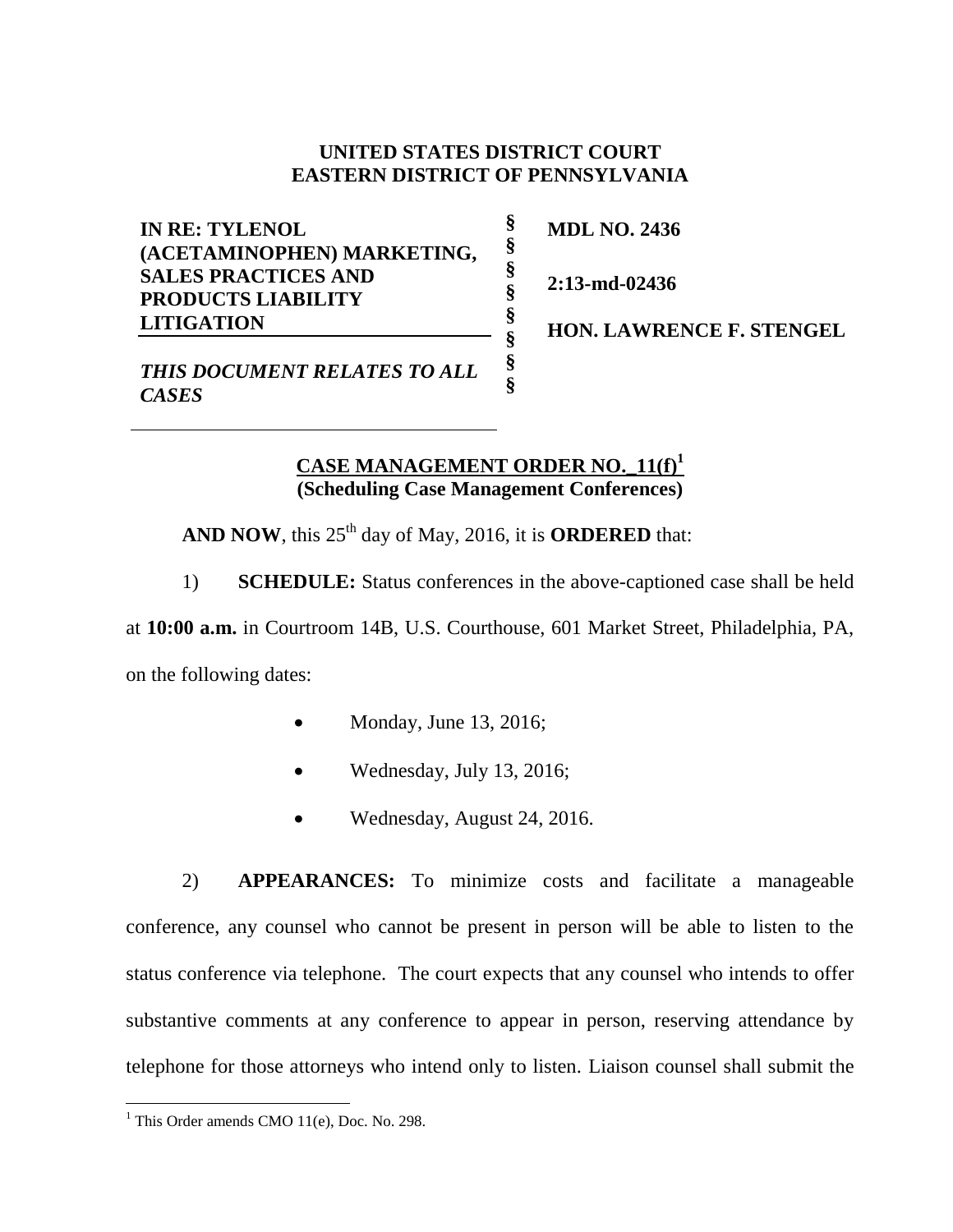**UNITED STATES DISTRICT COURT**
**EASTERN DISTRICT OF PENNSYLVANIA**

| | | |
|---|---|---|
| **IN RE: TYLENOL (ACETAMINOPHEN) MARKETING, SALES PRACTICES AND PRODUCTS LIABILITY LITIGATION** | § | **MDL NO. 2436** |
| | § | **2:13-md-02436** |
| ***THIS DOCUMENT RELATES TO ALL CASES*** | § | **HON. LAWRENCE F. STENGEL** |

**CASE MANAGEMENT ORDER NO._11(f)**[1]
**(Scheduling Case Management Conferences)**

**AND NOW**, this 25th day of May, 2016, it is **ORDERED** that:

1) **SCHEDULE:** Status conferences in the above-captioned case shall be held at **10:00 a.m.** in Courtroom 14B, U.S. Courthouse, 601 Market Street, Philadelphia, PA, on the following dates:

- Monday, June 13, 2016;
- Wednesday, July 13, 2016;
- Wednesday, August 24, 2016.

2) **APPEARANCES:** To minimize costs and facilitate a manageable conference, any counsel who cannot be present in person will be able to listen to the status conference via telephone. The court expects that any counsel who intends to offer substantive comments at any conference to appear in person, reserving attendance by telephone for those attorneys who intend only to listen. Liaison counsel shall submit the

[1] This Order amends CMO 11(e), Doc. No. 298.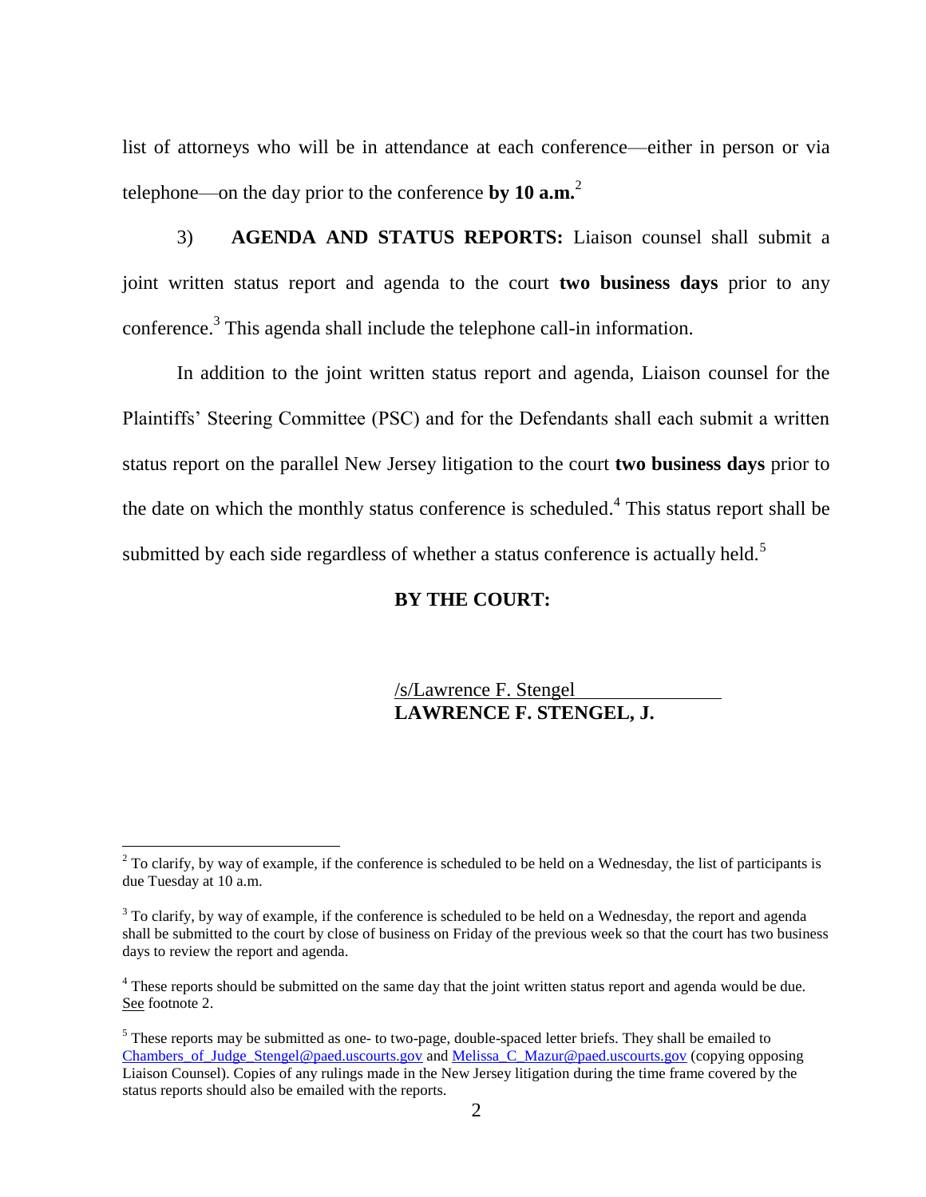list of attorneys who will be in attendance at each conference—either in person or via telephone—on the day prior to the conference **by 10 a.m.**[2]

3) **AGENDA AND STATUS REPORTS:** Liaison counsel shall submit a joint written status report and agenda to the court **two business days** prior to any conference.[3] This agenda shall include the telephone call-in information.

In addition to the joint written status report and agenda, Liaison counsel for the Plaintiffs' Steering Committee (PSC) and for the Defendants shall each submit a written status report on the parallel New Jersey litigation to the court **two business days** prior to the date on which the monthly status conference is scheduled.[4] This status report shall be submitted by each side regardless of whether a status conference is actually held.[5]

**BY THE COURT:**

/s/Lawrence F. Stengel
**LAWRENCE F. STENGEL, J.**

---

[2] To clarify, by way of example, if the conference is scheduled to be held on a Wednesday, the list of participants is due Tuesday at 10 a.m.

[3] To clarify, by way of example, if the conference is scheduled to be held on a Wednesday, the report and agenda shall be submitted to the court by close of business on Friday of the previous week so that the court has two business days to review the report and agenda.

[4] These reports should be submitted on the same day that the joint written status report and agenda would be due. See footnote 2.

[5] These reports may be submitted as one- to two-page, double-spaced letter briefs. They shall be emailed to Chambers_of_Judge_Stengel@paed.uscourts.gov and Melissa_C_Mazur@paed.uscourts.gov (copying opposing Liaison Counsel). Copies of any rulings made in the New Jersey litigation during the time frame covered by the status reports should also be emailed with the reports.